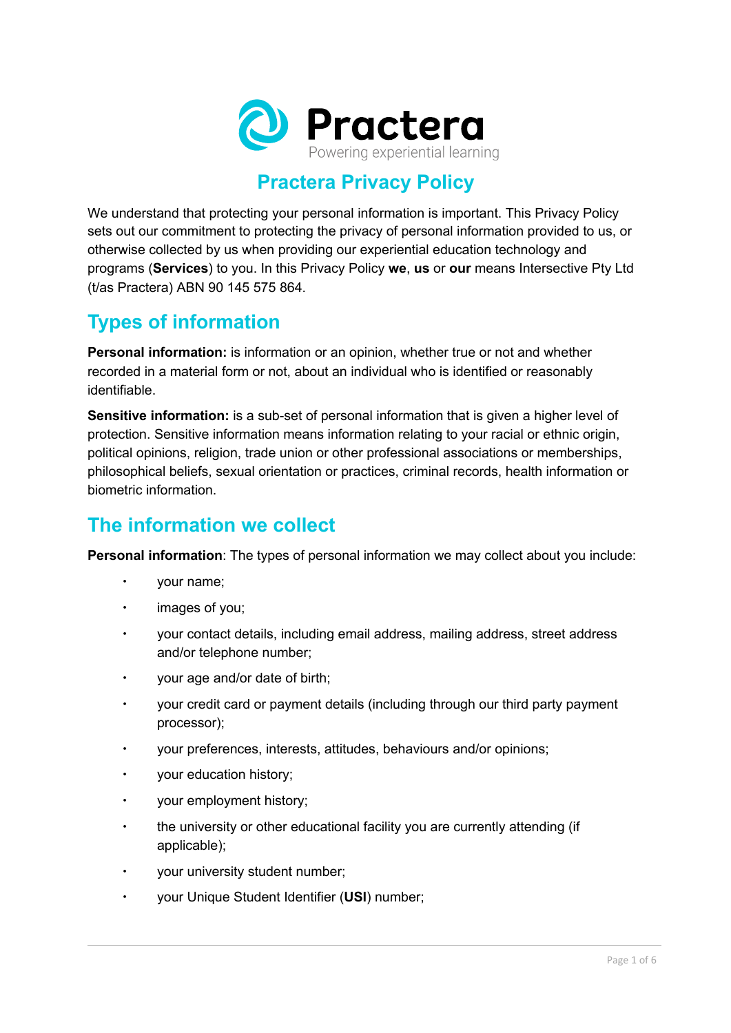Practera

Powering experiential learning

# Practera Privacy Policy

We understand that protecting your personal information is important. This Privacy Policy sets out our commitment to protecting the privacy of personal information provided to us, or otherwise collected by us when providing our experiential education technology and programs (**Services**) to you. In this Privacy Policy **we**, **us** or **our** means Intersective Pty Ltd (t/as Practera) ABN 90 145 575 864.

## Types of information

**Personal information:** is information or an opinion, whether true or not and whether recorded in a material form or not, about an individual who is identified or reasonably identifiable.

**Sensitive information:** is a sub-set of personal information that is given a higher level of protection. Sensitive information means information relating to your racial or ethnic origin, political opinions, religion, trade union or other professional associations or memberships, philosophical beliefs, sexual orientation or practices, criminal records, health information or biometric information.

## The information we collect

**Personal information**: The types of personal information we may collect about you include:

- your name;
- images of you;
- your contact details, including email address, mailing address, street address and/or telephone number;
- your age and/or date of birth;
- your credit card or payment details (including through our third party payment processor);
- your preferences, interests, attitudes, behaviours and/or opinions;
- your education history;
- your employment history;
- the university or other educational facility you are currently attending (if applicable);
- your university student number;
- your Unique Student Identifier (**USI**) number;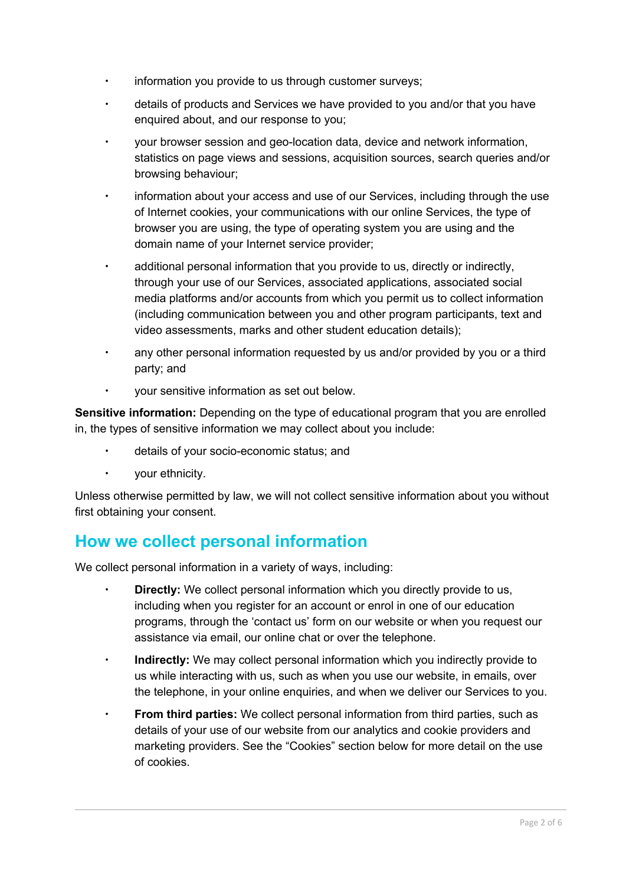- information you provide to us through customer surveys;
- details of products and Services we have provided to you and/or that you have enquired about, and our response to you;
- your browser session and geo-location data, device and network information, statistics on page views and sessions, acquisition sources, search queries and/or browsing behaviour;
- information about your access and use of our Services, including through the use of Internet cookies, your communications with our online Services, the type of browser you are using, the type of operating system you are using and the domain name of your Internet service provider;
- additional personal information that you provide to us, directly or indirectly, through your use of our Services, associated applications, associated social media platforms and/or accounts from which you permit us to collect information (including communication between you and other program participants, text and video assessments, marks and other student education details);
- any other personal information requested by us and/or provided by you or a third party; and
- your sensitive information as set out below.

**Sensitive information:** Depending on the type of educational program that you are enrolled in, the types of sensitive information we may collect about you include:

- details of your socio-economic status; and
- your ethnicity.

Unless otherwise permitted by law, we will not collect sensitive information about you without first obtaining your consent.

## How we collect personal information

We collect personal information in a variety of ways, including:

- **Directly:** We collect personal information which you directly provide to us, including when you register for an account or enrol in one of our education programs, through the 'contact us' form on our website or when you request our assistance via email, our online chat or over the telephone.
- **Indirectly:** We may collect personal information which you indirectly provide to us while interacting with us, such as when you use our website, in emails, over the telephone, in your online enquiries, and when we deliver our Services to you.
- **From third parties:** We collect personal information from third parties, such as details of your use of our website from our analytics and cookie providers and marketing providers. See the "Cookies" section below for more detail on the use of cookies.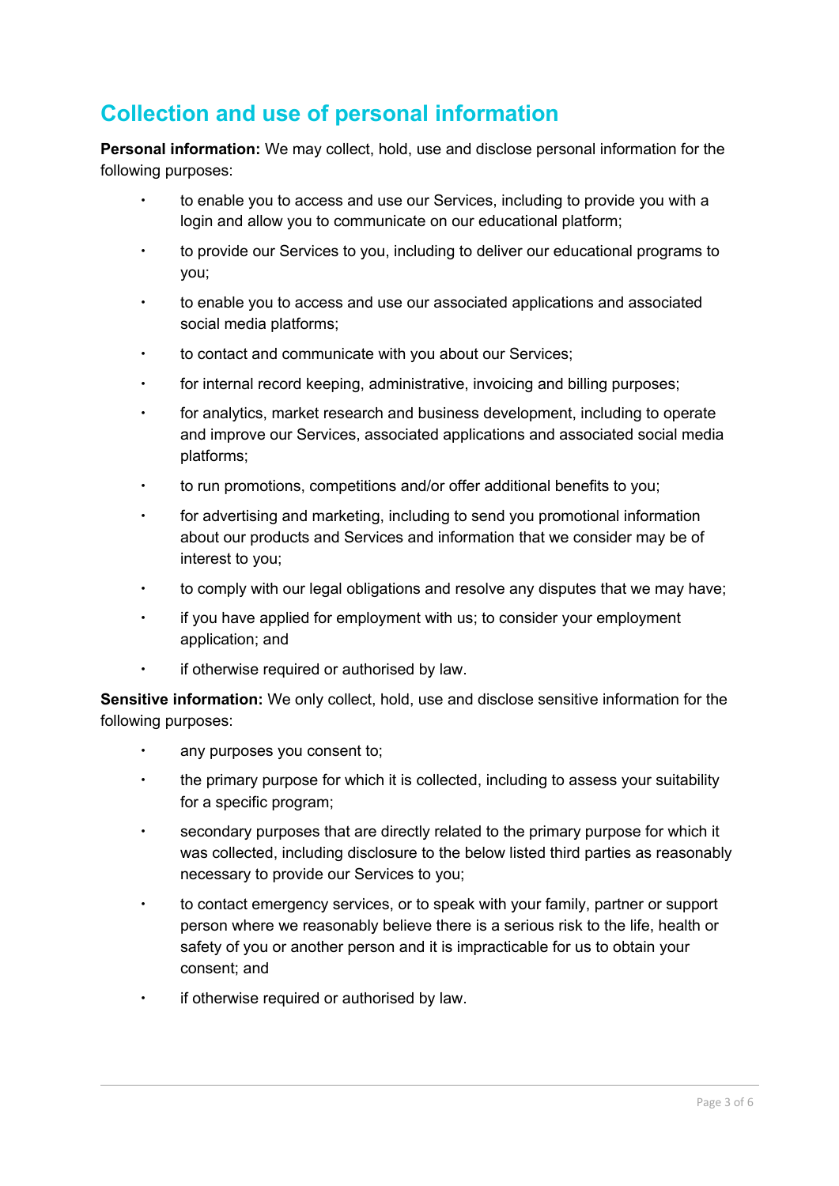## Collection and use of personal information

**Personal information:** We may collect, hold, use and disclose personal information for the following purposes:

- to enable you to access and use our Services, including to provide you with a login and allow you to communicate on our educational platform;
- to provide our Services to you, including to deliver our educational programs to you;
- to enable you to access and use our associated applications and associated social media platforms;
- to contact and communicate with you about our Services;
- for internal record keeping, administrative, invoicing and billing purposes;
- for analytics, market research and business development, including to operate and improve our Services, associated applications and associated social media platforms;
- to run promotions, competitions and/or offer additional benefits to you;
- for advertising and marketing, including to send you promotional information about our products and Services and information that we consider may be of interest to you;
- to comply with our legal obligations and resolve any disputes that we may have;
- if you have applied for employment with us; to consider your employment application; and
- if otherwise required or authorised by law.

**Sensitive information:** We only collect, hold, use and disclose sensitive information for the following purposes:

- any purposes you consent to;
- the primary purpose for which it is collected, including to assess your suitability for a specific program;
- secondary purposes that are directly related to the primary purpose for which it was collected, including disclosure to the below listed third parties as reasonably necessary to provide our Services to you;
- to contact emergency services, or to speak with your family, partner or support person where we reasonably believe there is a serious risk to the life, health or safety of you or another person and it is impracticable for us to obtain your consent; and
- if otherwise required or authorised by law.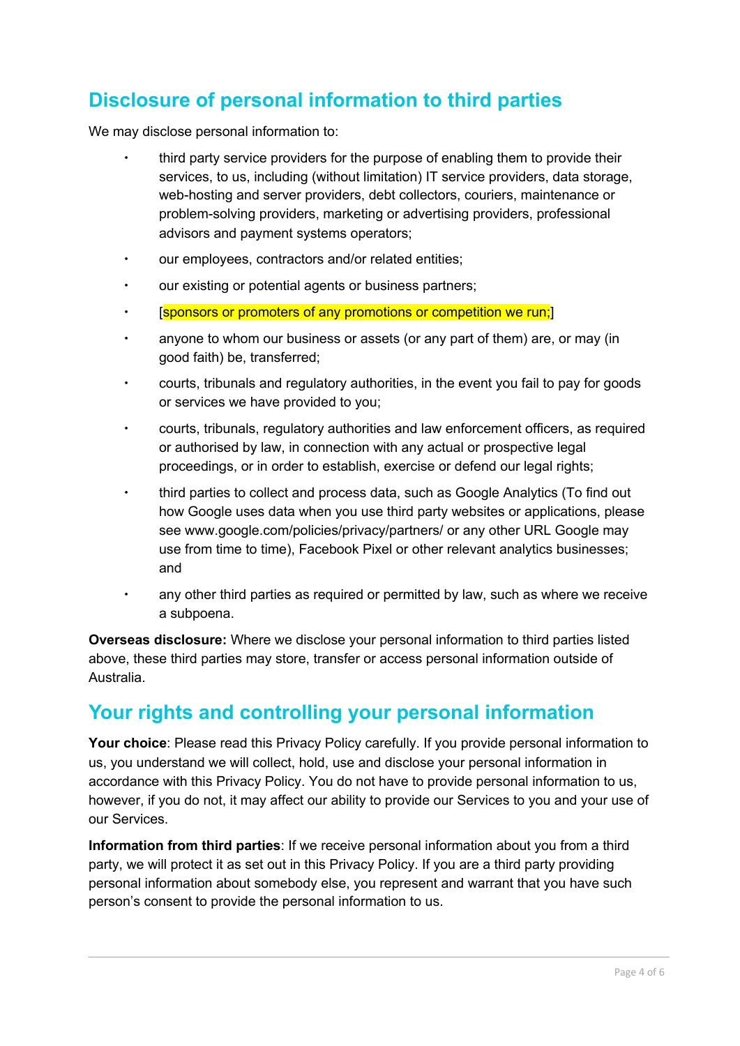## Disclosure of personal information to third parties

We may disclose personal information to:

- third party service providers for the purpose of enabling them to provide their services, to us, including (without limitation) IT service providers, data storage, web-hosting and server providers, debt collectors, couriers, maintenance or problem-solving providers, marketing or advertising providers, professional advisors and payment systems operators;
- our employees, contractors and/or related entities;
- our existing or potential agents or business partners;
- [sponsors or promoters of any promotions or competition we run;]
- anyone to whom our business or assets (or any part of them) are, or may (in good faith) be, transferred;
- courts, tribunals and regulatory authorities, in the event you fail to pay for goods or services we have provided to you;
- courts, tribunals, regulatory authorities and law enforcement officers, as required or authorised by law, in connection with any actual or prospective legal proceedings, or in order to establish, exercise or defend our legal rights;
- third parties to collect and process data, such as Google Analytics (To find out how Google uses data when you use third party websites or applications, please see www.google.com/policies/privacy/partners/ or any other URL Google may use from time to time), Facebook Pixel or other relevant analytics businesses; and
- any other third parties as required or permitted by law, such as where we receive a subpoena.

**Overseas disclosure:** Where we disclose your personal information to third parties listed above, these third parties may store, transfer or access personal information outside of Australia.

## Your rights and controlling your personal information

**Your choice**: Please read this Privacy Policy carefully. If you provide personal information to us, you understand we will collect, hold, use and disclose your personal information in accordance with this Privacy Policy. You do not have to provide personal information to us, however, if you do not, it may affect our ability to provide our Services to you and your use of our Services.

**Information from third parties**: If we receive personal information about you from a third party, we will protect it as set out in this Privacy Policy. If you are a third party providing personal information about somebody else, you represent and warrant that you have such person's consent to provide the personal information to us.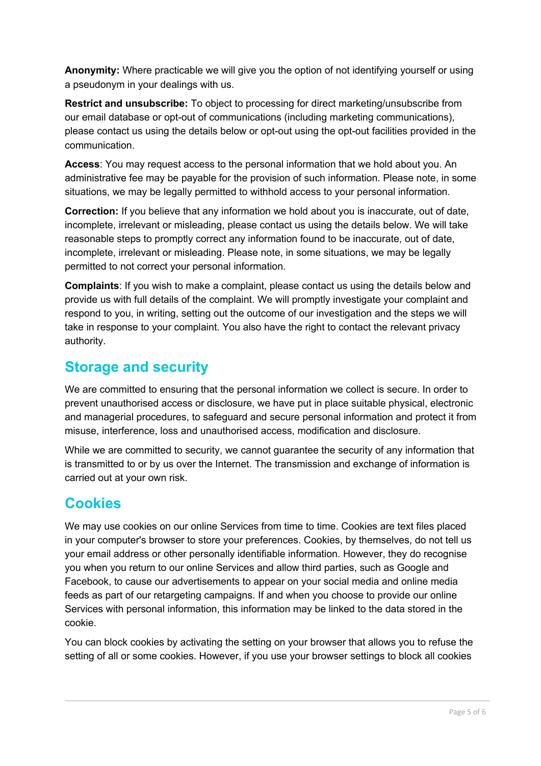**Anonymity:** Where practicable we will give you the option of not identifying yourself or using a pseudonym in your dealings with us.

**Restrict and unsubscribe:** To object to processing for direct marketing/unsubscribe from our email database or opt-out of communications (including marketing communications), please contact us using the details below or opt-out using the opt-out facilities provided in the communication.

**Access**: You may request access to the personal information that we hold about you. An administrative fee may be payable for the provision of such information. Please note, in some situations, we may be legally permitted to withhold access to your personal information.

**Correction:** If you believe that any information we hold about you is inaccurate, out of date, incomplete, irrelevant or misleading, please contact us using the details below. We will take reasonable steps to promptly correct any information found to be inaccurate, out of date, incomplete, irrelevant or misleading. Please note, in some situations, we may be legally permitted to not correct your personal information.

**Complaints**: If you wish to make a complaint, please contact us using the details below and provide us with full details of the complaint. We will promptly investigate your complaint and respond to you, in writing, setting out the outcome of our investigation and the steps we will take in response to your complaint. You also have the right to contact the relevant privacy authority.

## Storage and security

We are committed to ensuring that the personal information we collect is secure. In order to prevent unauthorised access or disclosure, we have put in place suitable physical, electronic and managerial procedures, to safeguard and secure personal information and protect it from misuse, interference, loss and unauthorised access, modification and disclosure.

While we are committed to security, we cannot guarantee the security of any information that is transmitted to or by us over the Internet. The transmission and exchange of information is carried out at your own risk.

## Cookies

We may use cookies on our online Services from time to time. Cookies are text files placed in your computer's browser to store your preferences. Cookies, by themselves, do not tell us your email address or other personally identifiable information. However, they do recognise you when you return to our online Services and allow third parties, such as Google and Facebook, to cause our advertisements to appear on your social media and online media feeds as part of our retargeting campaigns. If and when you choose to provide our online Services with personal information, this information may be linked to the data stored in the cookie.

You can block cookies by activating the setting on your browser that allows you to refuse the setting of all or some cookies. However, if you use your browser settings to block all cookies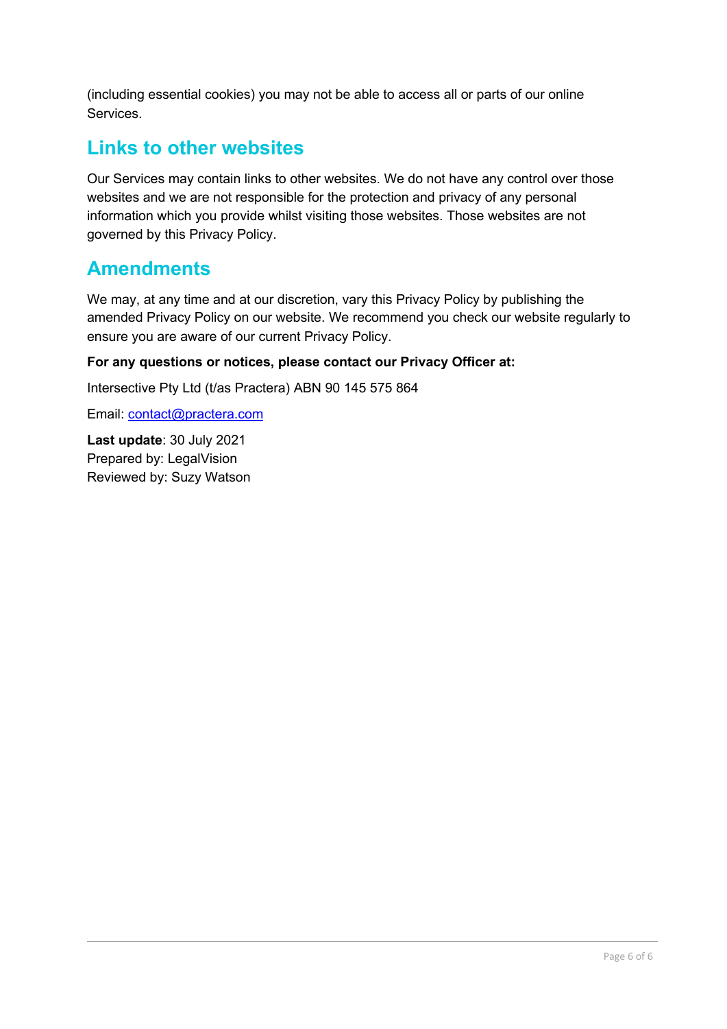(including essential cookies) you may not be able to access all or parts of our online Services.

## Links to other websites

Our Services may contain links to other websites. We do not have any control over those websites and we are not responsible for the protection and privacy of any personal information which you provide whilst visiting those websites. Those websites are not governed by this Privacy Policy.

## Amendments

We may, at any time and at our discretion, vary this Privacy Policy by publishing the amended Privacy Policy on our website. We recommend you check our website regularly to ensure you are aware of our current Privacy Policy.

**For any questions or notices, please contact our Privacy Officer at:**

Intersective Pty Ltd (t/as Practera) ABN 90 145 575 864

Email: contact@practera.com

**Last update**: 30 July 2021
Prepared by: LegalVision
Reviewed by: Suzy Watson